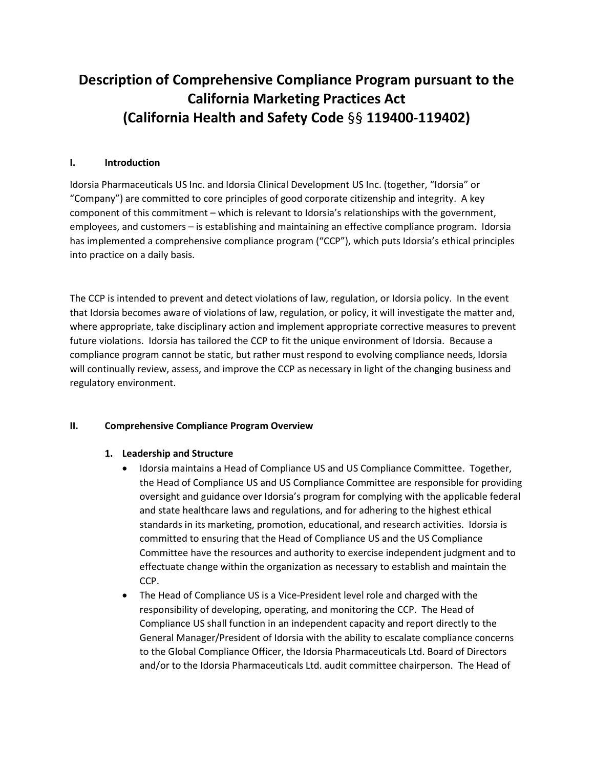# Description of Comprehensive Compliance Program pursuant to the California Marketing Practices Act (California Health and Safety Code §§ 119400-119402)

## I. Introduction

Idorsia Pharmaceuticals US Inc. and Idorsia Clinical Development US Inc. (together, "Idorsia" or "Company") are committed to core principles of good corporate citizenship and integrity. A key component of this commitment – which is relevant to Idorsia's relationships with the government, employees, and customers – is establishing and maintaining an effective compliance program. Idorsia has implemented a comprehensive compliance program ("CCP"), which puts Idorsia's ethical principles into practice on a daily basis.

The CCP is intended to prevent and detect violations of law, regulation, or Idorsia policy. In the event that Idorsia becomes aware of violations of law, regulation, or policy, it will investigate the matter and, where appropriate, take disciplinary action and implement appropriate corrective measures to prevent future violations. Idorsia has tailored the CCP to fit the unique environment of Idorsia. Because a compliance program cannot be static, but rather must respond to evolving compliance needs, Idorsia will continually review, assess, and improve the CCP as necessary in light of the changing business and regulatory environment.

## II. Comprehensive Compliance Program Overview

### 1. Leadership and Structure

- Idorsia maintains a Head of Compliance US and US Compliance Committee. Together, the Head of Compliance US and US Compliance Committee are responsible for providing oversight and guidance over Idorsia's program for complying with the applicable federal and state healthcare laws and regulations, and for adhering to the highest ethical standards in its marketing, promotion, educational, and research activities. Idorsia is committed to ensuring that the Head of Compliance US and the US Compliance Committee have the resources and authority to exercise independent judgment and to effectuate change within the organization as necessary to establish and maintain the CCP.
- The Head of Compliance US is a Vice-President level role and charged with the responsibility of developing, operating, and monitoring the CCP. The Head of Compliance US shall function in an independent capacity and report directly to the General Manager/President of Idorsia with the ability to escalate compliance concerns to the Global Compliance Officer, the Idorsia Pharmaceuticals Ltd. Board of Directors and/or to the Idorsia Pharmaceuticals Ltd. audit committee chairperson. The Head of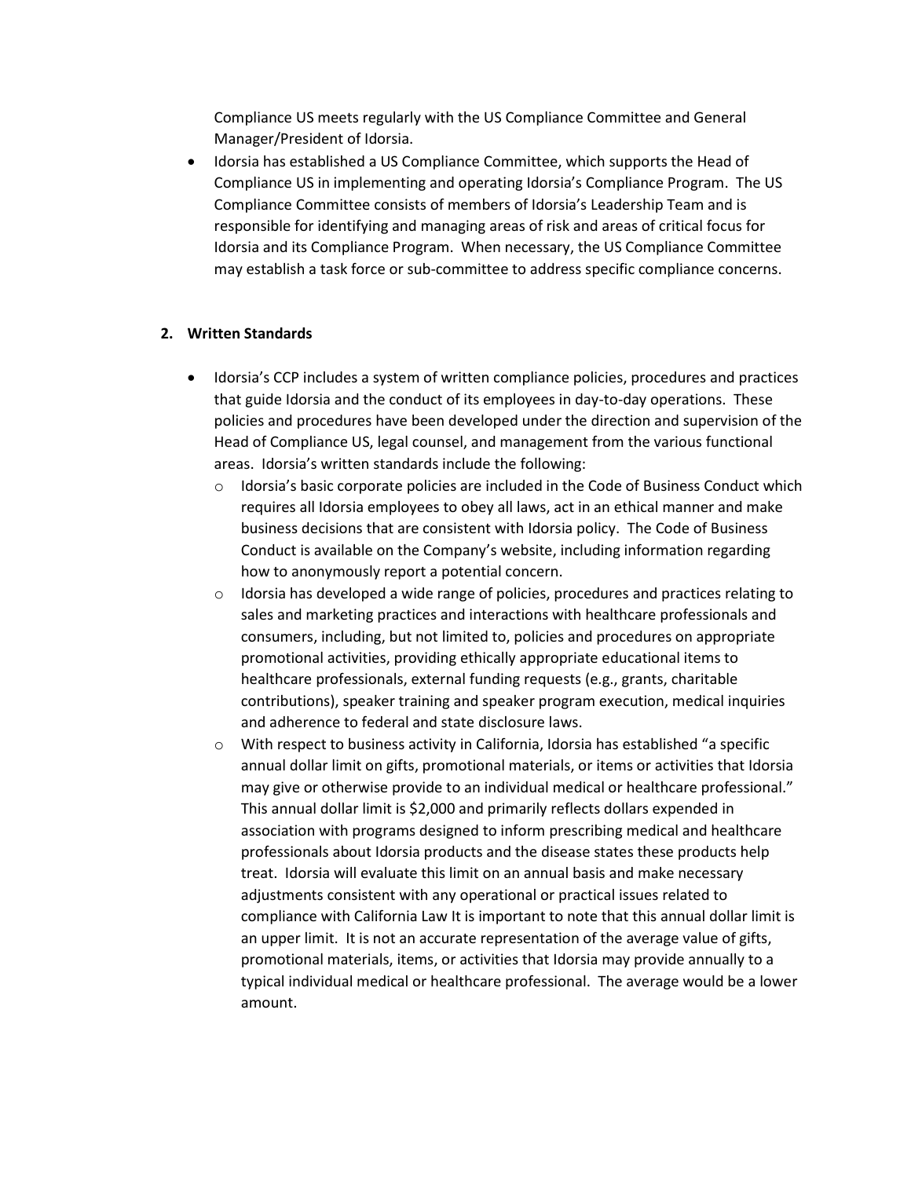Compliance US meets regularly with the US Compliance Committee and General Manager/President of Idorsia.

- Idorsia has established a US Compliance Committee, which supports the Head of Compliance US in implementing and operating Idorsia's Compliance Program. The US Compliance Committee consists of members of Idorsia's Leadership Team and is responsible for identifying and managing areas of risk and areas of critical focus for Idorsia and its Compliance Program. When necessary, the US Compliance Committee may establish a task force or sub-committee to address specific compliance concerns.

## 2. Written Standards

- Idorsia's CCP includes a system of written compliance policies, procedures and practices that guide Idorsia and the conduct of its employees in day-to-day operations. These policies and procedures have been developed under the direction and supervision of the Head of Compliance US, legal counsel, and management from the various functional areas. Idorsia's written standards include the following:
  - Idorsia's basic corporate policies are included in the Code of Business Conduct which requires all Idorsia employees to obey all laws, act in an ethical manner and make business decisions that are consistent with Idorsia policy. The Code of Business Conduct is available on the Company's website, including information regarding how to anonymously report a potential concern.
  - Idorsia has developed a wide range of policies, procedures and practices relating to sales and marketing practices and interactions with healthcare professionals and consumers, including, but not limited to, policies and procedures on appropriate promotional activities, providing ethically appropriate educational items to healthcare professionals, external funding requests (e.g., grants, charitable contributions), speaker training and speaker program execution, medical inquiries and adherence to federal and state disclosure laws.
  - With respect to business activity in California, Idorsia has established "a specific annual dollar limit on gifts, promotional materials, or items or activities that Idorsia may give or otherwise provide to an individual medical or healthcare professional." This annual dollar limit is $2,000 and primarily reflects dollars expended in association with programs designed to inform prescribing medical and healthcare professionals about Idorsia products and the disease states these products help treat. Idorsia will evaluate this limit on an annual basis and make necessary adjustments consistent with any operational or practical issues related to compliance with California Law It is important to note that this annual dollar limit is an upper limit. It is not an accurate representation of the average value of gifts, promotional materials, items, or activities that Idorsia may provide annually to a typical individual medical or healthcare professional. The average would be a lower amount.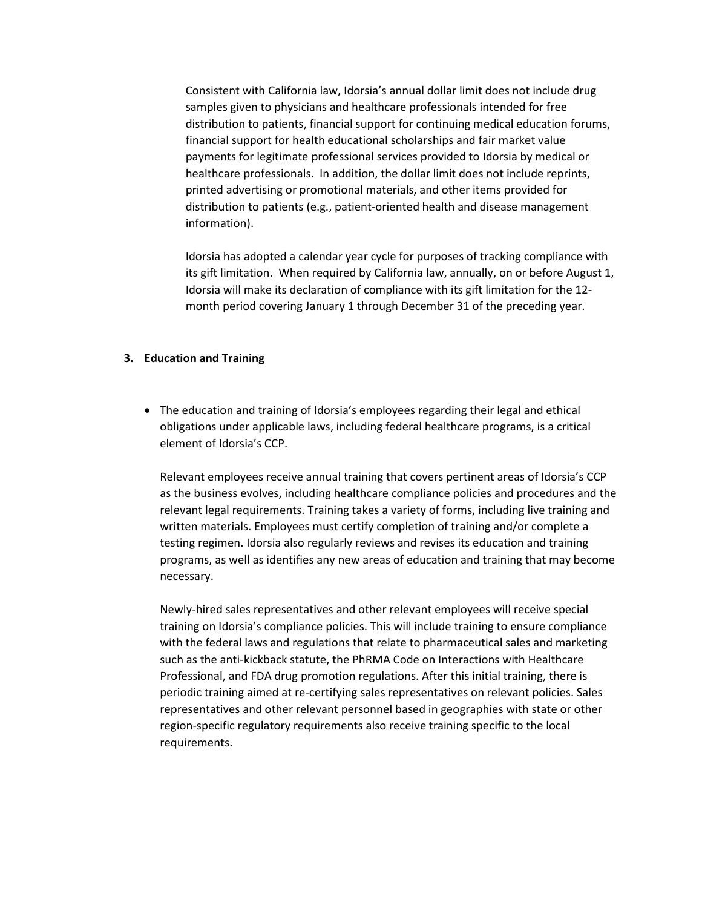Consistent with California law, Idorsia's annual dollar limit does not include drug samples given to physicians and healthcare professionals intended for free distribution to patients, financial support for continuing medical education forums, financial support for health educational scholarships and fair market value payments for legitimate professional services provided to Idorsia by medical or healthcare professionals. In addition, the dollar limit does not include reprints, printed advertising or promotional materials, and other items provided for distribution to patients (e.g., patient-oriented health and disease management information).

Idorsia has adopted a calendar year cycle for purposes of tracking compliance with its gift limitation. When required by California law, annually, on or before August 1, Idorsia will make its declaration of compliance with its gift limitation for the 12-month period covering January 1 through December 31 of the preceding year.

## 3. Education and Training

- The education and training of Idorsia's employees regarding their legal and ethical obligations under applicable laws, including federal healthcare programs, is a critical element of Idorsia's CCP.

  Relevant employees receive annual training that covers pertinent areas of Idorsia's CCP as the business evolves, including healthcare compliance policies and procedures and the relevant legal requirements. Training takes a variety of forms, including live training and written materials. Employees must certify completion of training and/or complete a testing regimen. Idorsia also regularly reviews and revises its education and training programs, as well as identifies any new areas of education and training that may become necessary.

  Newly-hired sales representatives and other relevant employees will receive special training on Idorsia's compliance policies. This will include training to ensure compliance with the federal laws and regulations that relate to pharmaceutical sales and marketing such as the anti-kickback statute, the PhRMA Code on Interactions with Healthcare Professional, and FDA drug promotion regulations. After this initial training, there is periodic training aimed at re-certifying sales representatives on relevant policies. Sales representatives and other relevant personnel based in geographies with state or other region-specific regulatory requirements also receive training specific to the local requirements.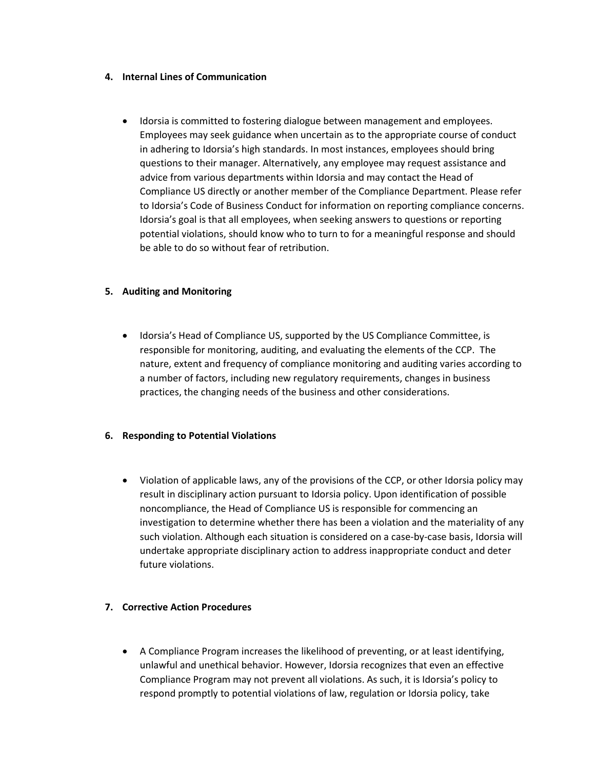4. **Internal Lines of Communication**

- Idorsia is committed to fostering dialogue between management and employees. Employees may seek guidance when uncertain as to the appropriate course of conduct in adhering to Idorsia's high standards. In most instances, employees should bring questions to their manager. Alternatively, any employee may request assistance and advice from various departments within Idorsia and may contact the Head of Compliance US directly or another member of the Compliance Department. Please refer to Idorsia's Code of Business Conduct for information on reporting compliance concerns. Idorsia's goal is that all employees, when seeking answers to questions or reporting potential violations, should know who to turn to for a meaningful response and should be able to do so without fear of retribution.

5. **Auditing and Monitoring**

- Idorsia's Head of Compliance US, supported by the US Compliance Committee, is responsible for monitoring, auditing, and evaluating the elements of the CCP. The nature, extent and frequency of compliance monitoring and auditing varies according to a number of factors, including new regulatory requirements, changes in business practices, the changing needs of the business and other considerations.

6. **Responding to Potential Violations**

- Violation of applicable laws, any of the provisions of the CCP, or other Idorsia policy may result in disciplinary action pursuant to Idorsia policy. Upon identification of possible noncompliance, the Head of Compliance US is responsible for commencing an investigation to determine whether there has been a violation and the materiality of any such violation. Although each situation is considered on a case-by-case basis, Idorsia will undertake appropriate disciplinary action to address inappropriate conduct and deter future violations.

7. **Corrective Action Procedures**

- A Compliance Program increases the likelihood of preventing, or at least identifying, unlawful and unethical behavior. However, Idorsia recognizes that even an effective Compliance Program may not prevent all violations. As such, it is Idorsia's policy to respond promptly to potential violations of law, regulation or Idorsia policy, take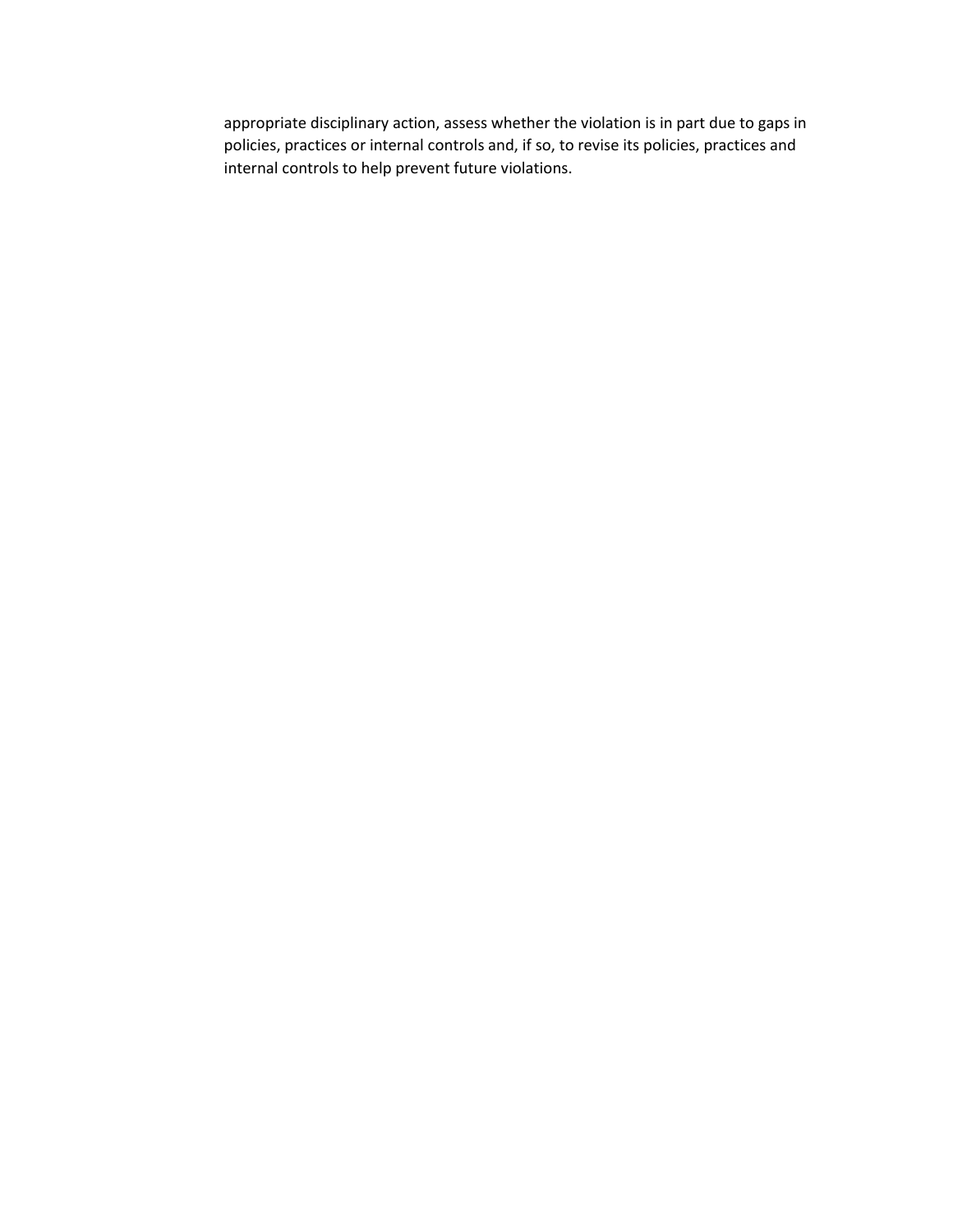appropriate disciplinary action, assess whether the violation is in part due to gaps in policies, practices or internal controls and, if so, to revise its policies, practices and internal controls to help prevent future violations.